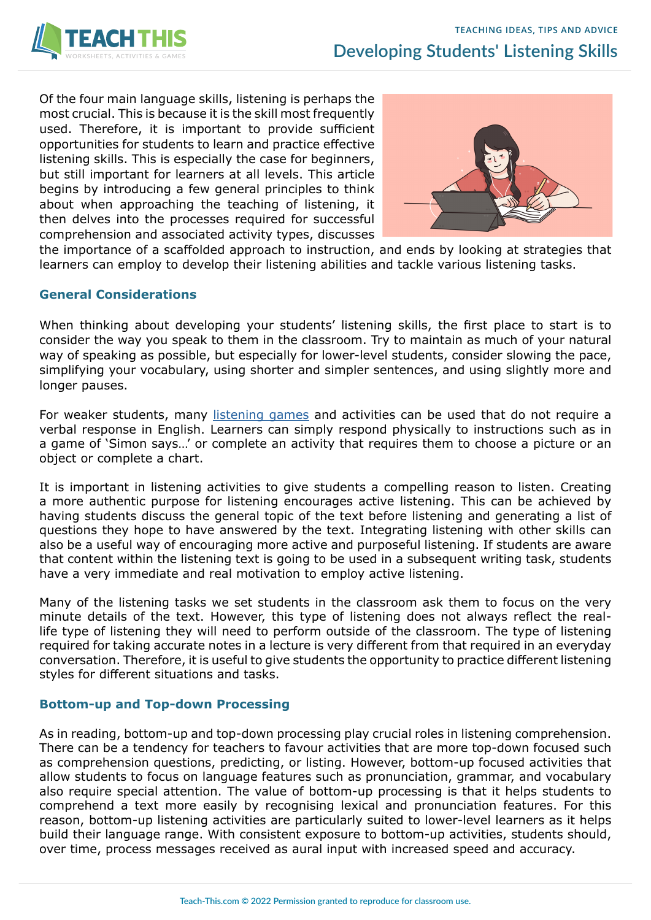# Developing Students' Listening Skills

Of the four main language skills, listening is perhaps the most crucial. This is because it is the skill most frequently used. Therefore, it is important to provide sufficient opportunities for students to learn and practice effective listening skills. This is especially the case for beginners, but still important for learners at all levels. This article begins by introducing a few general principles to think about when approaching the teaching of listening, it then delves into the processes required for successful comprehension and associated activity types, discusses the importance of a scaffolded approach to instruction, and ends by looking at strategies that learners can employ to develop their listening abilities and tackle various listening tasks.

## General Considerations

When thinking about developing your students' listening skills, the first place to start is to consider the way you speak to them in the classroom. Try to maintain as much of your natural way of speaking as possible, but especially for lower-level students, consider slowing the pace, simplifying your vocabulary, using shorter and simpler sentences, and using slightly more and longer pauses.

For weaker students, many listening games and activities can be used that do not require a verbal response in English. Learners can simply respond physically to instructions such as in a game of 'Simon says…' or complete an activity that requires them to choose a picture or an object or complete a chart.

It is important in listening activities to give students a compelling reason to listen. Creating a more authentic purpose for listening encourages active listening. This can be achieved by having students discuss the general topic of the text before listening and generating a list of questions they hope to have answered by the text. Integrating listening with other skills can also be a useful way of encouraging more active and purposeful listening. If students are aware that content within the listening text is going to be used in a subsequent writing task, students have a very immediate and real motivation to employ active listening.

Many of the listening tasks we set students in the classroom ask them to focus on the very minute details of the text. However, this type of listening does not always reflect the real-life type of listening they will need to perform outside of the classroom. The type of listening required for taking accurate notes in a lecture is very different from that required in an everyday conversation. Therefore, it is useful to give students the opportunity to practice different listening styles for different situations and tasks.

## Bottom-up and Top-down Processing

As in reading, bottom-up and top-down processing play crucial roles in listening comprehension. There can be a tendency for teachers to favour activities that are more top-down focused such as comprehension questions, predicting, or listing. However, bottom-up focused activities that allow students to focus on language features such as pronunciation, grammar, and vocabulary also require special attention. The value of bottom-up processing is that it helps students to comprehend a text more easily by recognising lexical and pronunciation features. For this reason, bottom-up listening activities are particularly suited to lower-level learners as it helps build their language range. With consistent exposure to bottom-up activities, students should, over time, process messages received as aural input with increased speed and accuracy.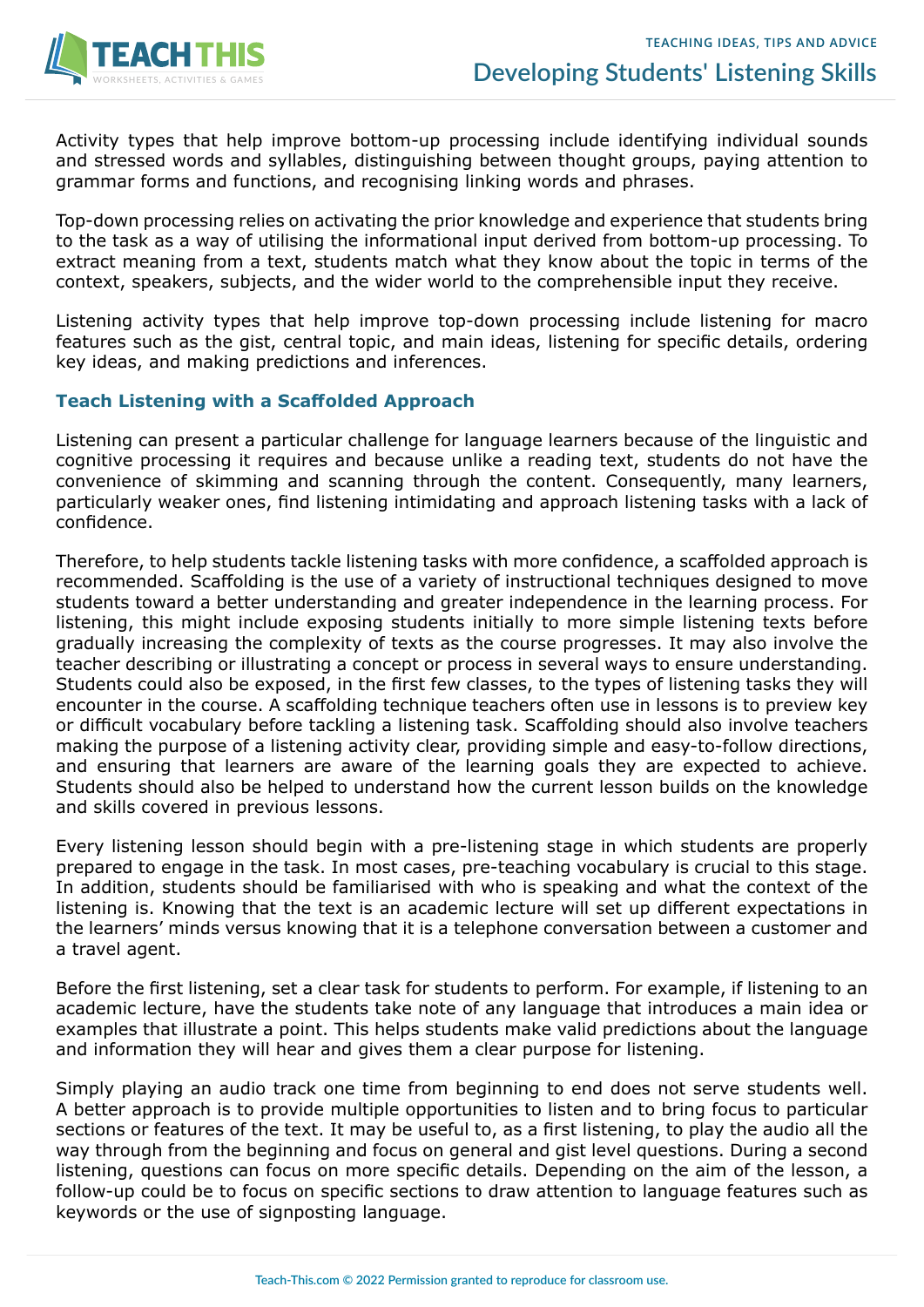Activity types that help improve bottom-up processing include identifying individual sounds and stressed words and syllables, distinguishing between thought groups, paying attention to grammar forms and functions, and recognising linking words and phrases.

Top-down processing relies on activating the prior knowledge and experience that students bring to the task as a way of utilising the informational input derived from bottom-up processing. To extract meaning from a text, students match what they know about the topic in terms of the context, speakers, subjects, and the wider world to the comprehensible input they receive.

Listening activity types that help improve top-down processing include listening for macro features such as the gist, central topic, and main ideas, listening for specific details, ordering key ideas, and making predictions and inferences.

### Teach Listening with a Scaffolded Approach

Listening can present a particular challenge for language learners because of the linguistic and cognitive processing it requires and because unlike a reading text, students do not have the convenience of skimming and scanning through the content. Consequently, many learners, particularly weaker ones, find listening intimidating and approach listening tasks with a lack of confidence.

Therefore, to help students tackle listening tasks with more confidence, a scaffolded approach is recommended. Scaffolding is the use of a variety of instructional techniques designed to move students toward a better understanding and greater independence in the learning process. For listening, this might include exposing students initially to more simple listening texts before gradually increasing the complexity of texts as the course progresses. It may also involve the teacher describing or illustrating a concept or process in several ways to ensure understanding. Students could also be exposed, in the first few classes, to the types of listening tasks they will encounter in the course. A scaffolding technique teachers often use in lessons is to preview key or difficult vocabulary before tackling a listening task. Scaffolding should also involve teachers making the purpose of a listening activity clear, providing simple and easy-to-follow directions, and ensuring that learners are aware of the learning goals they are expected to achieve. Students should also be helped to understand how the current lesson builds on the knowledge and skills covered in previous lessons.

Every listening lesson should begin with a pre-listening stage in which students are properly prepared to engage in the task. In most cases, pre-teaching vocabulary is crucial to this stage. In addition, students should be familiarised with who is speaking and what the context of the listening is. Knowing that the text is an academic lecture will set up different expectations in the learners' minds versus knowing that it is a telephone conversation between a customer and a travel agent.

Before the first listening, set a clear task for students to perform. For example, if listening to an academic lecture, have the students take note of any language that introduces a main idea or examples that illustrate a point. This helps students make valid predictions about the language and information they will hear and gives them a clear purpose for listening.

Simply playing an audio track one time from beginning to end does not serve students well. A better approach is to provide multiple opportunities to listen and to bring focus to particular sections or features of the text. It may be useful to, as a first listening, to play the audio all the way through from the beginning and focus on general and gist level questions. During a second listening, questions can focus on more specific details. Depending on the aim of the lesson, a follow-up could be to focus on specific sections to draw attention to language features such as keywords or the use of signposting language.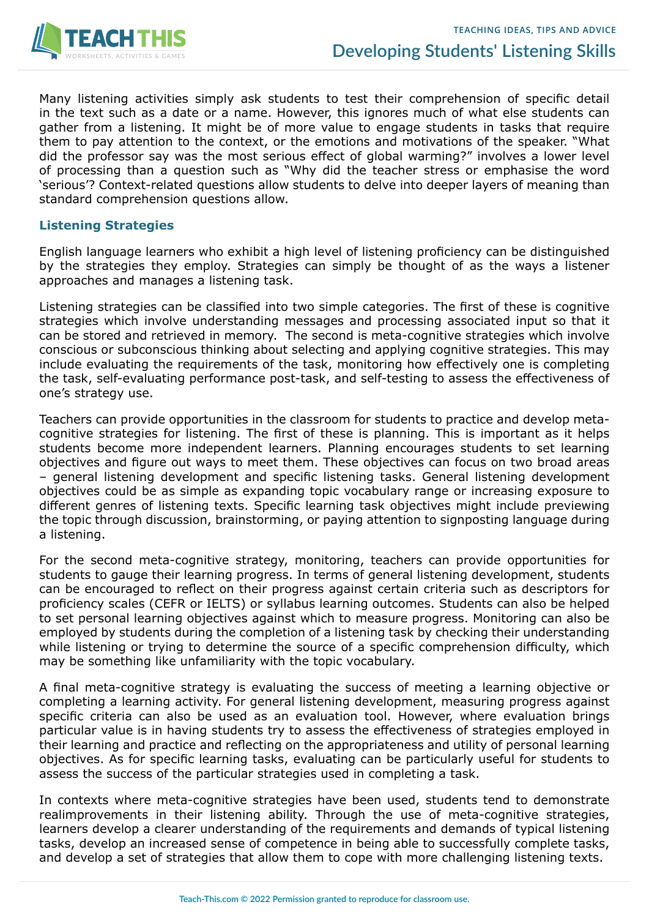Many listening activities simply ask students to test their comprehension of specific detail in the text such as a date or a name. However, this ignores much of what else students can gather from a listening. It might be of more value to engage students in tasks that require them to pay attention to the context, or the emotions and motivations of the speaker. "What did the professor say was the most serious effect of global warming?" involves a lower level of processing than a question such as "Why did the teacher stress or emphasise the word 'serious'? Context-related questions allow students to delve into deeper layers of meaning than standard comprehension questions allow.

### Listening Strategies

English language learners who exhibit a high level of listening proficiency can be distinguished by the strategies they employ. Strategies can simply be thought of as the ways a listener approaches and manages a listening task.

Listening strategies can be classified into two simple categories. The first of these is cognitive strategies which involve understanding messages and processing associated input so that it can be stored and retrieved in memory.  The second is meta-cognitive strategies which involve conscious or subconscious thinking about selecting and applying cognitive strategies. This may include evaluating the requirements of the task, monitoring how effectively one is completing the task, self-evaluating performance post-task, and self-testing to assess the effectiveness of one's strategy use.

Teachers can provide opportunities in the classroom for students to practice and develop meta-cognitive strategies for listening. The first of these is planning. This is important as it helps students become more independent learners. Planning encourages students to set learning objectives and figure out ways to meet them. These objectives can focus on two broad areas – general listening development and specific listening tasks. General listening development objectives could be as simple as expanding topic vocabulary range or increasing exposure to different genres of listening texts. Specific learning task objectives might include previewing the topic through discussion, brainstorming, or paying attention to signposting language during a listening.

For the second meta-cognitive strategy, monitoring, teachers can provide opportunities for students to gauge their learning progress. In terms of general listening development, students can be encouraged to reflect on their progress against certain criteria such as descriptors for proficiency scales (CEFR or IELTS) or syllabus learning outcomes. Students can also be helped to set personal learning objectives against which to measure progress. Monitoring can also be employed by students during the completion of a listening task by checking their understanding while listening or trying to determine the source of a specific comprehension difficulty, which may be something like unfamiliarity with the topic vocabulary.

A final meta-cognitive strategy is evaluating the success of meeting a learning objective or completing a learning activity. For general listening development, measuring progress against specific criteria can also be used as an evaluation tool. However, where evaluation brings particular value is in having students try to assess the effectiveness of strategies employed in their learning and practice and reflecting on the appropriateness and utility of personal learning objectives. As for specific learning tasks, evaluating can be particularly useful for students to assess the success of the particular strategies used in completing a task.

In contexts where meta-cognitive strategies have been used, students tend to demonstrate realimprovements in their listening ability. Through the use of meta-cognitive strategies, learners develop a clearer understanding of the requirements and demands of typical listening tasks, develop an increased sense of competence in being able to successfully complete tasks, and develop a set of strategies that allow them to cope with more challenging listening texts.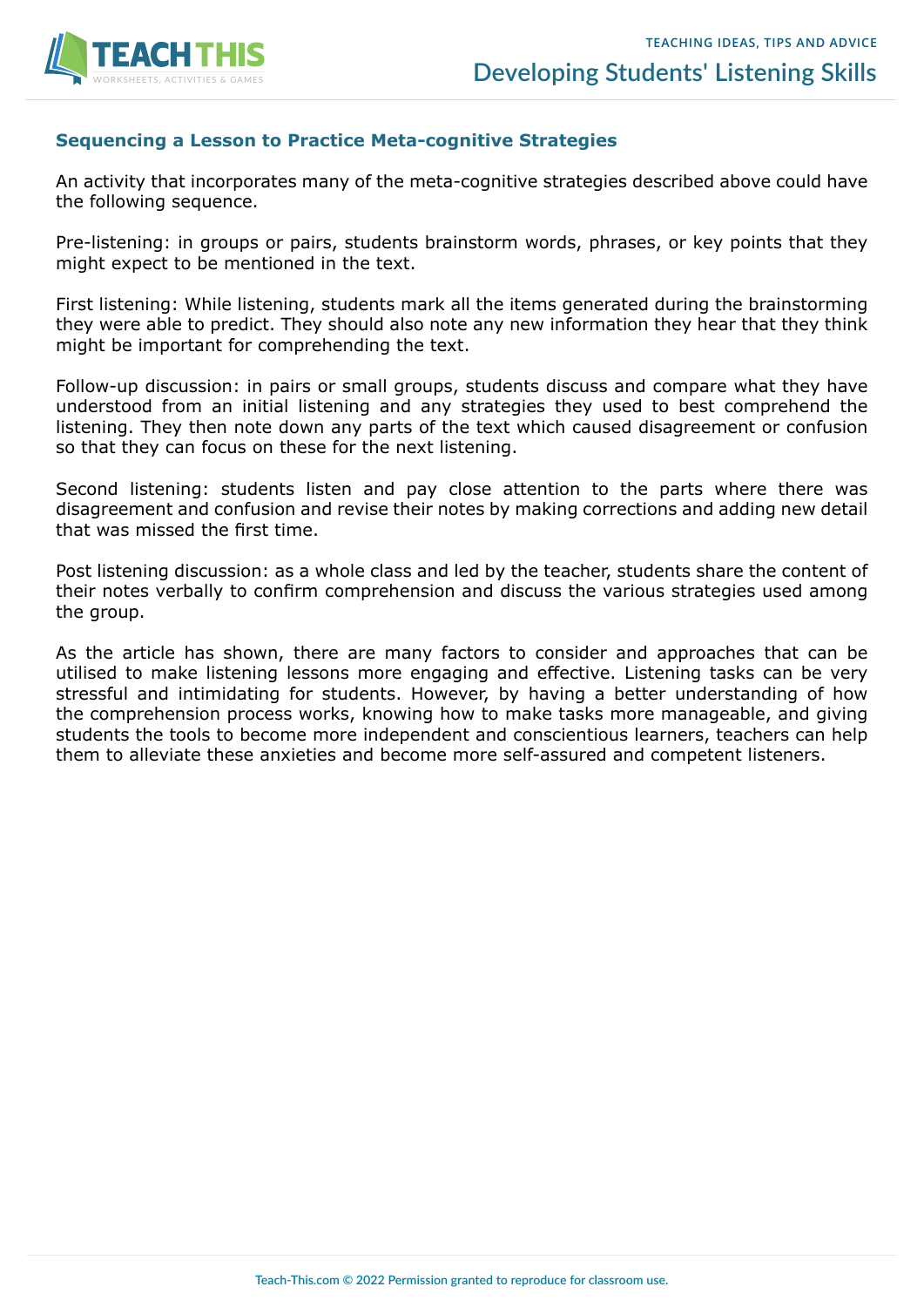## Sequencing a Lesson to Practice Meta-cognitive Strategies

An activity that incorporates many of the meta-cognitive strategies described above could have the following sequence.

Pre-listening: in groups or pairs, students brainstorm words, phrases, or key points that they might expect to be mentioned in the text.

First listening: While listening, students mark all the items generated during the brainstorming they were able to predict. They should also note any new information they hear that they think might be important for comprehending the text.

Follow-up discussion: in pairs or small groups, students discuss and compare what they have understood from an initial listening and any strategies they used to best comprehend the listening. They then note down any parts of the text which caused disagreement or confusion so that they can focus on these for the next listening.

Second listening: students listen and pay close attention to the parts where there was disagreement and confusion and revise their notes by making corrections and adding new detail that was missed the first time.

Post listening discussion: as a whole class and led by the teacher, students share the content of their notes verbally to confirm comprehension and discuss the various strategies used among the group.

As the article has shown, there are many factors to consider and approaches that can be utilised to make listening lessons more engaging and effective. Listening tasks can be very stressful and intimidating for students. However, by having a better understanding of how the comprehension process works, knowing how to make tasks more manageable, and giving students the tools to become more independent and conscientious learners, teachers can help them to alleviate these anxieties and become more self-assured and competent listeners.